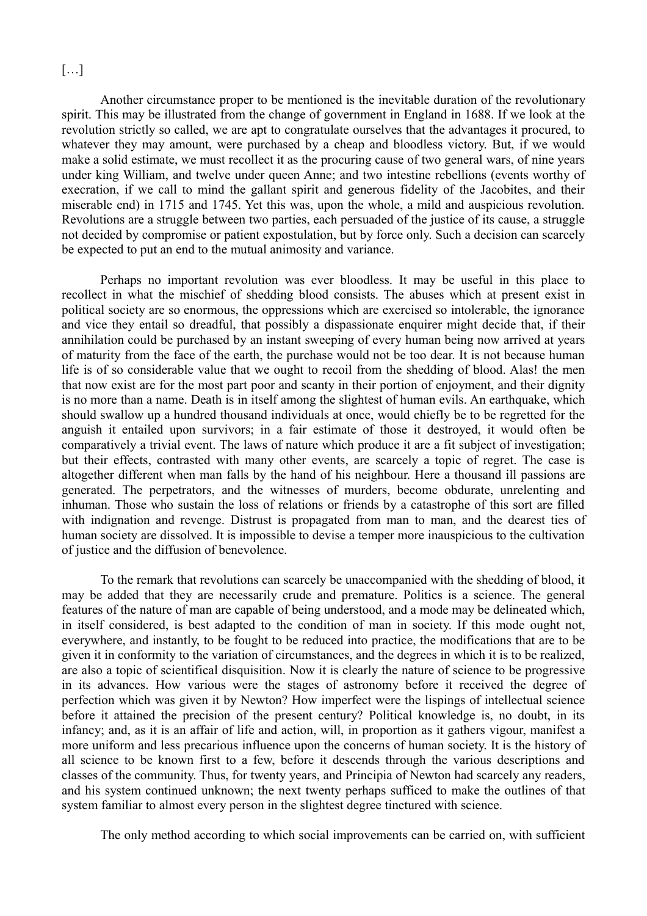[…]

Another circumstance proper to be mentioned is the inevitable duration of the revolutionary spirit. This may be illustrated from the change of government in England in 1688. If we look at the revolution strictly so called, we are apt to congratulate ourselves that the advantages it procured, to whatever they may amount, were purchased by a cheap and bloodless victory. But, if we would make a solid estimate, we must recollect it as the procuring cause of two general wars, of nine years under king William, and twelve under queen Anne; and two intestine rebellions (events worthy of execration, if we call to mind the gallant spirit and generous fidelity of the Jacobites, and their miserable end) in 1715 and 1745. Yet this was, upon the whole, a mild and auspicious revolution. Revolutions are a struggle between two parties, each persuaded of the justice of its cause, a struggle not decided by compromise or patient expostulation, but by force only. Such a decision can scarcely be expected to put an end to the mutual animosity and variance.

Perhaps no important revolution was ever bloodless. It may be useful in this place to recollect in what the mischief of shedding blood consists. The abuses which at present exist in political society are so enormous, the oppressions which are exercised so intolerable, the ignorance and vice they entail so dreadful, that possibly a dispassionate enquirer might decide that, if their annihilation could be purchased by an instant sweeping of every human being now arrived at years of maturity from the face of the earth, the purchase would not be too dear. It is not because human life is of so considerable value that we ought to recoil from the shedding of blood. Alas! the men that now exist are for the most part poor and scanty in their portion of enjoyment, and their dignity is no more than a name. Death is in itself among the slightest of human evils. An earthquake, which should swallow up a hundred thousand individuals at once, would chiefly be to be regretted for the anguish it entailed upon survivors; in a fair estimate of those it destroyed, it would often be comparatively a trivial event. The laws of nature which produce it are a fit subject of investigation; but their effects, contrasted with many other events, are scarcely a topic of regret. The case is altogether different when man falls by the hand of his neighbour. Here a thousand ill passions are generated. The perpetrators, and the witnesses of murders, become obdurate, unrelenting and inhuman. Those who sustain the loss of relations or friends by a catastrophe of this sort are filled with indignation and revenge. Distrust is propagated from man to man, and the dearest ties of human society are dissolved. It is impossible to devise a temper more inauspicious to the cultivation of justice and the diffusion of benevolence.

To the remark that revolutions can scarcely be unaccompanied with the shedding of blood, it may be added that they are necessarily crude and premature. Politics is a science. The general features of the nature of man are capable of being understood, and a mode may be delineated which, in itself considered, is best adapted to the condition of man in society. If this mode ought not, everywhere, and instantly, to be fought to be reduced into practice, the modifications that are to be given it in conformity to the variation of circumstances, and the degrees in which it is to be realized, are also a topic of scientifical disquisition. Now it is clearly the nature of science to be progressive in its advances. How various were the stages of astronomy before it received the degree of perfection which was given it by Newton? How imperfect were the lispings of intellectual science before it attained the precision of the present century? Political knowledge is, no doubt, in its infancy; and, as it is an affair of life and action, will, in proportion as it gathers vigour, manifest a more uniform and less precarious influence upon the concerns of human society. It is the history of all science to be known first to a few, before it descends through the various descriptions and classes of the community. Thus, for twenty years, and Principia of Newton had scarcely any readers, and his system continued unknown; the next twenty perhaps sufficed to make the outlines of that system familiar to almost every person in the slightest degree tinctured with science.

The only method according to which social improvements can be carried on, with sufficient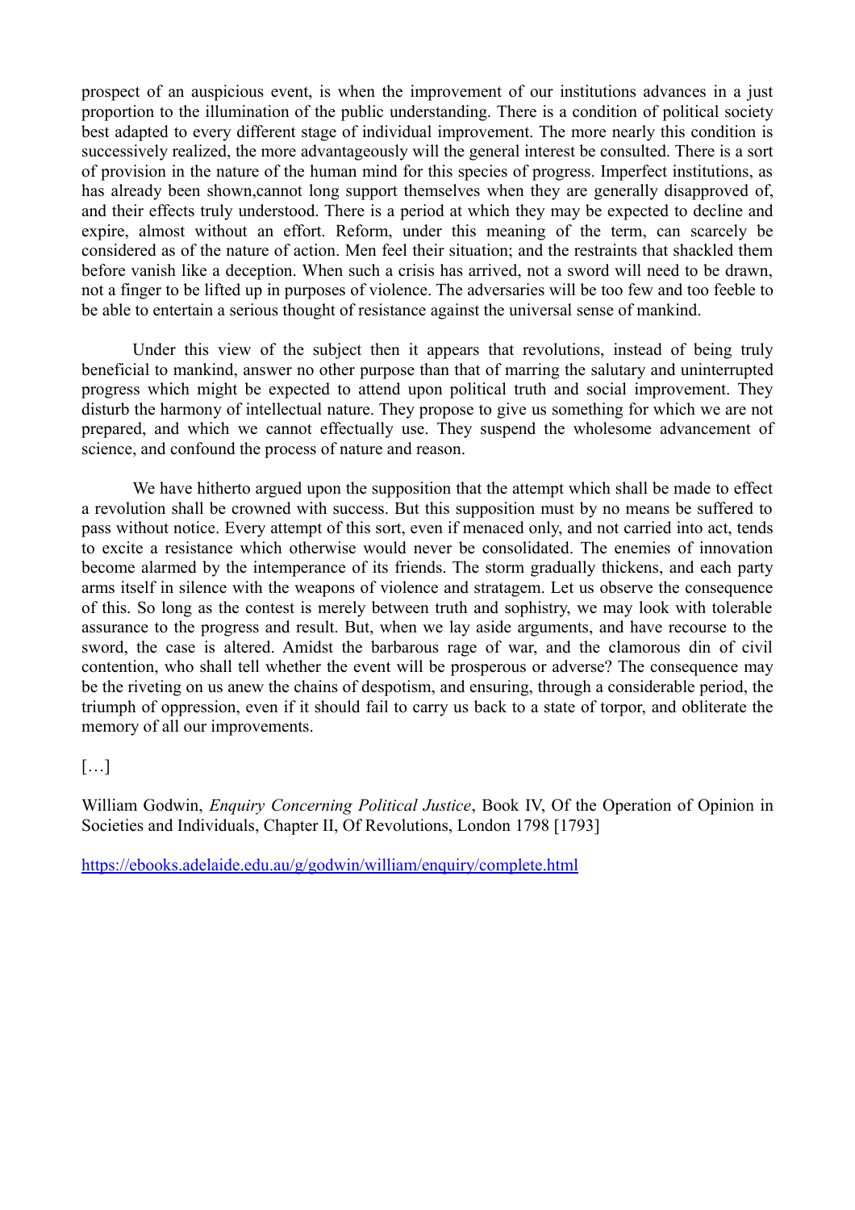prospect of an auspicious event, is when the improvement of our institutions advances in a just proportion to the illumination of the public understanding. There is a condition of political society best adapted to every different stage of individual improvement. The more nearly this condition is successively realized, the more advantageously will the general interest be consulted. There is a sort of provision in the nature of the human mind for this species of progress. Imperfect institutions, as has already been shown,cannot long support themselves when they are generally disapproved of, and their effects truly understood. There is a period at which they may be expected to decline and expire, almost without an effort. Reform, under this meaning of the term, can scarcely be considered as of the nature of action. Men feel their situation; and the restraints that shackled them before vanish like a deception. When such a crisis has arrived, not a sword will need to be drawn, not a finger to be lifted up in purposes of violence. The adversaries will be too few and too feeble to be able to entertain a serious thought of resistance against the universal sense of mankind.

Under this view of the subject then it appears that revolutions, instead of being truly beneficial to mankind, answer no other purpose than that of marring the salutary and uninterrupted progress which might be expected to attend upon political truth and social improvement. They disturb the harmony of intellectual nature. They propose to give us something for which we are not prepared, and which we cannot effectually use. They suspend the wholesome advancement of science, and confound the process of nature and reason.

We have hitherto argued upon the supposition that the attempt which shall be made to effect a revolution shall be crowned with success. But this supposition must by no means be suffered to pass without notice. Every attempt of this sort, even if menaced only, and not carried into act, tends to excite a resistance which otherwise would never be consolidated. The enemies of innovation become alarmed by the intemperance of its friends. The storm gradually thickens, and each party arms itself in silence with the weapons of violence and stratagem. Let us observe the consequence of this. So long as the contest is merely between truth and sophistry, we may look with tolerable assurance to the progress and result. But, when we lay aside arguments, and have recourse to the sword, the case is altered. Amidst the barbarous rage of war, and the clamorous din of civil contention, who shall tell whether the event will be prosperous or adverse? The consequence may be the riveting on us anew the chains of despotism, and ensuring, through a considerable period, the triumph of oppression, even if it should fail to carry us back to a state of torpor, and obliterate the memory of all our improvements.

[…]

William Godwin, *Enquiry Concerning Political Justice*, Book IV, Of the Operation of Opinion in Societies and Individuals, Chapter II, Of Revolutions, London 1798 [1793]

https://ebooks.adelaide.edu.au/g/godwin/william/enquiry/complete.html